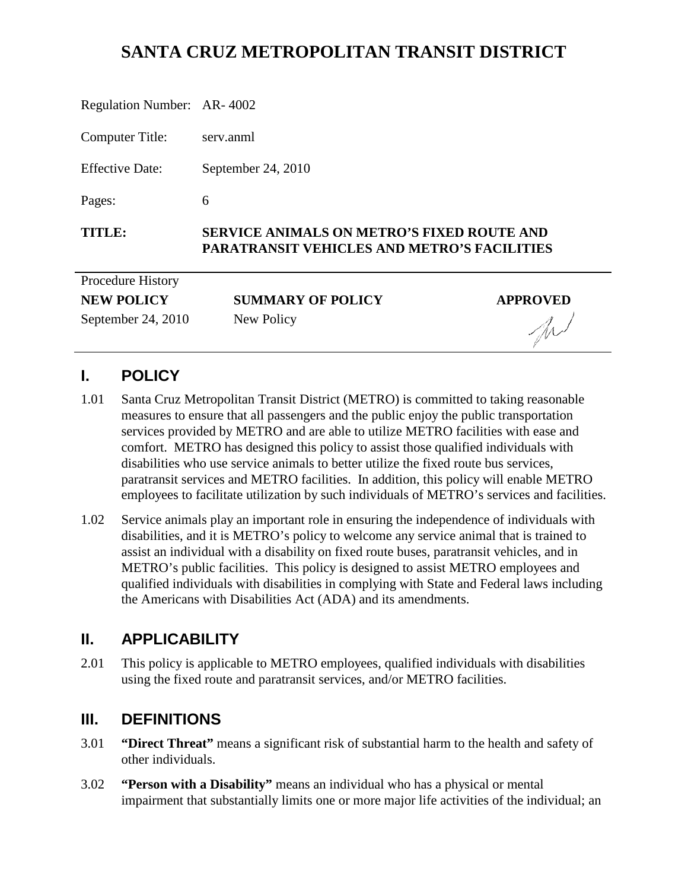# SANTA CRUZ METROPOLITAN TRANSIT DISTRICT

Regulation Number: AR- 4002

Computer Title: serv.anml

Effective Date: September 24, 2010

Pages: 6

**TITLE: SERVICE ANIMALS ON METRO'S FIXED ROUTE AND PARATRANSIT VEHICLES AND METRO'S FACILITIES**

Procedure History

| NEW POLICY | SUMMARY OF POLICY | APPROVED |
| --- | --- | --- |
| September 24, 2010 | New Policy | |

## I. POLICY

1.01 Santa Cruz Metropolitan Transit District (METRO) is committed to taking reasonable measures to ensure that all passengers and the public enjoy the public transportation services provided by METRO and are able to utilize METRO facilities with ease and comfort. METRO has designed this policy to assist those qualified individuals with disabilities who use service animals to better utilize the fixed route bus services, paratransit services and METRO facilities. In addition, this policy will enable METRO employees to facilitate utilization by such individuals of METRO's services and facilities.

1.02 Service animals play an important role in ensuring the independence of individuals with disabilities, and it is METRO's policy to welcome any service animal that is trained to assist an individual with a disability on fixed route buses, paratransit vehicles, and in METRO's public facilities. This policy is designed to assist METRO employees and qualified individuals with disabilities in complying with State and Federal laws including the Americans with Disabilities Act (ADA) and its amendments.

## II. APPLICABILITY

2.01 This policy is applicable to METRO employees, qualified individuals with disabilities using the fixed route and paratransit services, and/or METRO facilities.

## III. DEFINITIONS

3.01 **"Direct Threat"** means a significant risk of substantial harm to the health and safety of other individuals.

3.02 **"Person with a Disability"** means an individual who has a physical or mental impairment that substantially limits one or more major life activities of the individual; an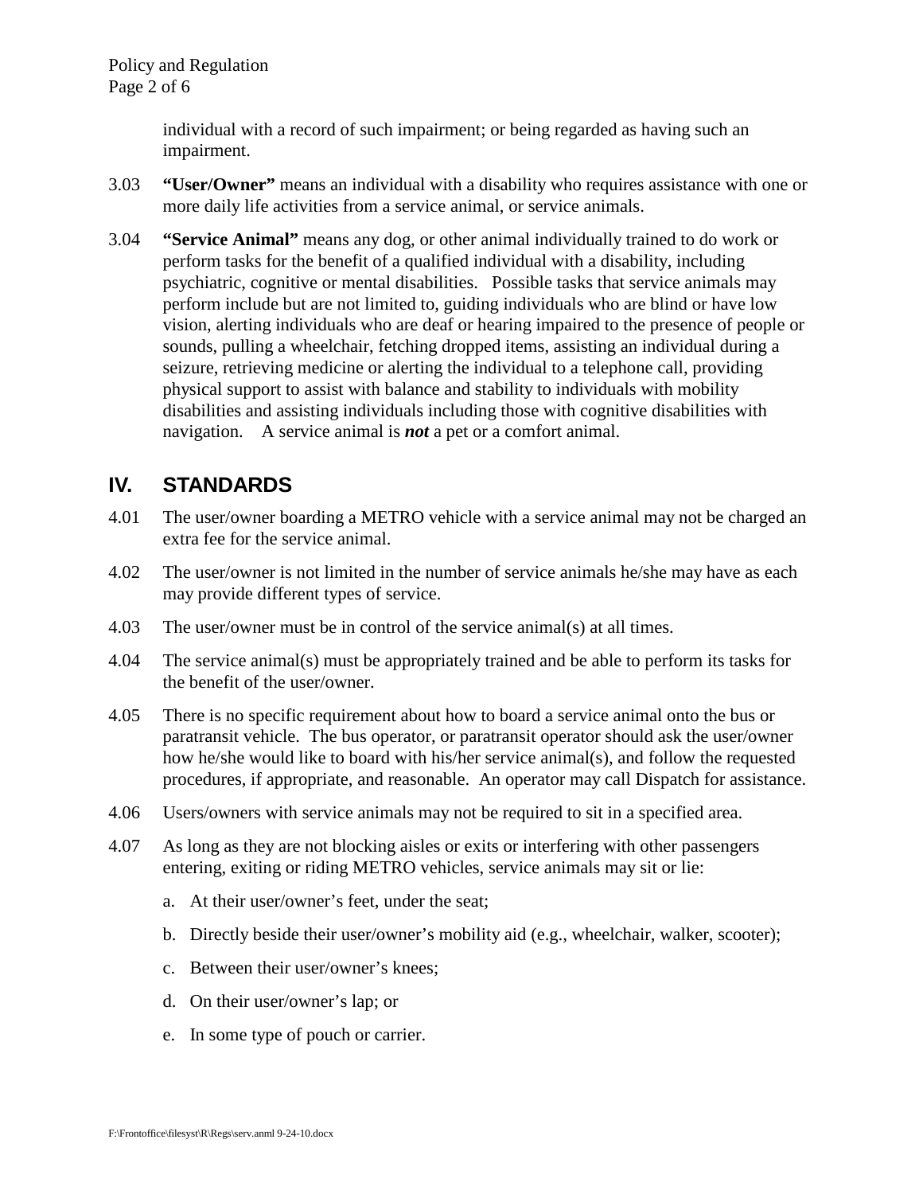individual with a record of such impairment; or being regarded as having such an impairment.

3.03 **"User/Owner"** means an individual with a disability who requires assistance with one or more daily life activities from a service animal, or service animals.

3.04 **"Service Animal"** means any dog, or other animal individually trained to do work or perform tasks for the benefit of a qualified individual with a disability, including psychiatric, cognitive or mental disabilities. Possible tasks that service animals may perform include but are not limited to, guiding individuals who are blind or have low vision, alerting individuals who are deaf or hearing impaired to the presence of people or sounds, pulling a wheelchair, fetching dropped items, assisting an individual during a seizure, retrieving medicine or alerting the individual to a telephone call, providing physical support to assist with balance and stability to individuals with mobility disabilities and assisting individuals including those with cognitive disabilities with navigation. A service animal is ***not*** a pet or a comfort animal.

## IV. STANDARDS

4.01 The user/owner boarding a METRO vehicle with a service animal may not be charged an extra fee for the service animal.

4.02 The user/owner is not limited in the number of service animals he/she may have as each may provide different types of service.

4.03 The user/owner must be in control of the service animal(s) at all times.

4.04 The service animal(s) must be appropriately trained and be able to perform its tasks for the benefit of the user/owner.

4.05 There is no specific requirement about how to board a service animal onto the bus or paratransit vehicle. The bus operator, or paratransit operator should ask the user/owner how he/she would like to board with his/her service animal(s), and follow the requested procedures, if appropriate, and reasonable. An operator may call Dispatch for assistance.

4.06 Users/owners with service animals may not be required to sit in a specified area.

4.07 As long as they are not blocking aisles or exits or interfering with other passengers entering, exiting or riding METRO vehicles, service animals may sit or lie:

a. At their user/owner's feet, under the seat;

b. Directly beside their user/owner's mobility aid (e.g., wheelchair, walker, scooter);

c. Between their user/owner's knees;

d. On their user/owner's lap; or

e. In some type of pouch or carrier.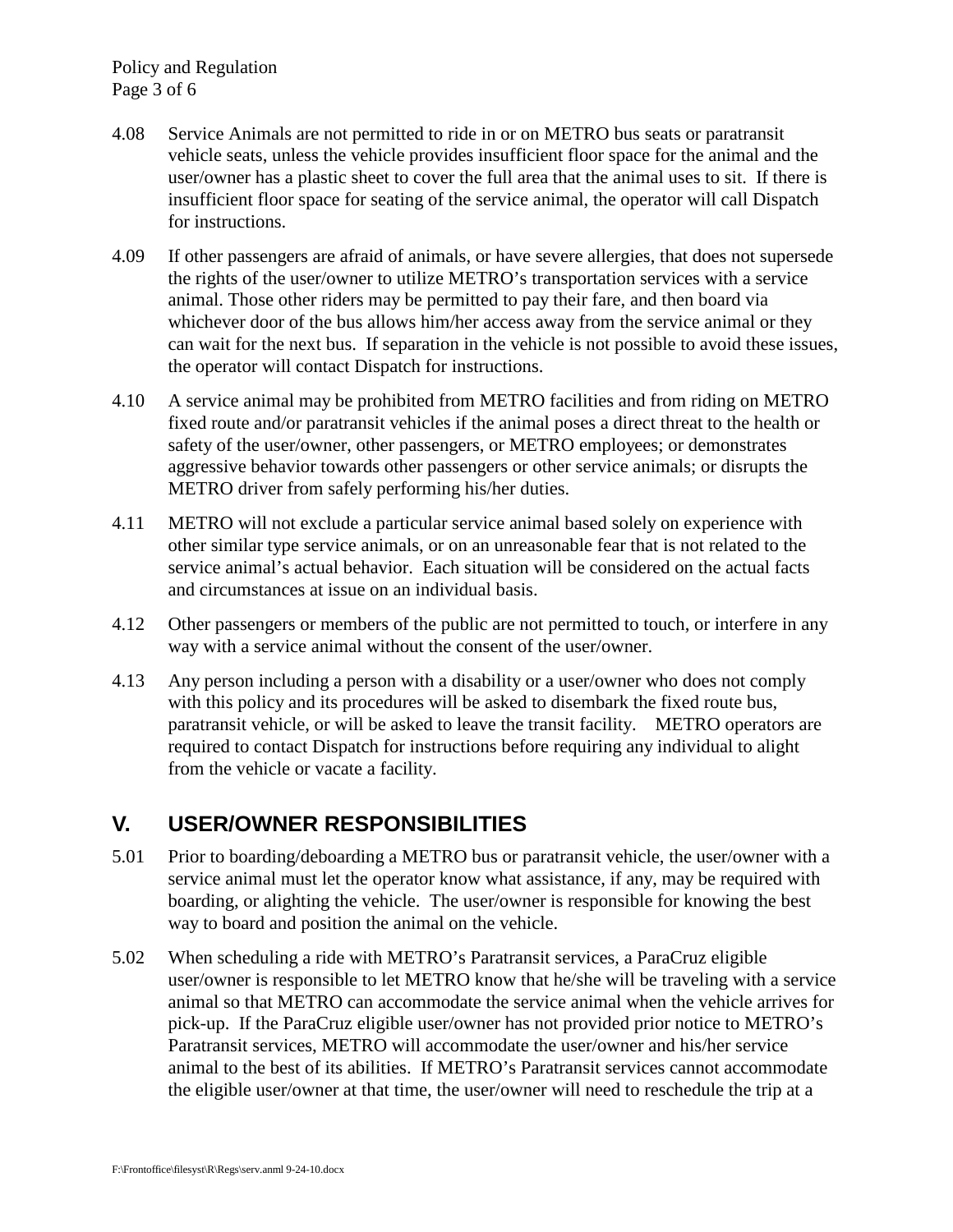4.08 Service Animals are not permitted to ride in or on METRO bus seats or paratransit vehicle seats, unless the vehicle provides insufficient floor space for the animal and the user/owner has a plastic sheet to cover the full area that the animal uses to sit. If there is insufficient floor space for seating of the service animal, the operator will call Dispatch for instructions.

4.09 If other passengers are afraid of animals, or have severe allergies, that does not supersede the rights of the user/owner to utilize METRO's transportation services with a service animal. Those other riders may be permitted to pay their fare, and then board via whichever door of the bus allows him/her access away from the service animal or they can wait for the next bus. If separation in the vehicle is not possible to avoid these issues, the operator will contact Dispatch for instructions.

4.10 A service animal may be prohibited from METRO facilities and from riding on METRO fixed route and/or paratransit vehicles if the animal poses a direct threat to the health or safety of the user/owner, other passengers, or METRO employees; or demonstrates aggressive behavior towards other passengers or other service animals; or disrupts the METRO driver from safely performing his/her duties.

4.11 METRO will not exclude a particular service animal based solely on experience with other similar type service animals, or on an unreasonable fear that is not related to the service animal's actual behavior. Each situation will be considered on the actual facts and circumstances at issue on an individual basis.

4.12 Other passengers or members of the public are not permitted to touch, or interfere in any way with a service animal without the consent of the user/owner.

4.13 Any person including a person with a disability or a user/owner who does not comply with this policy and its procedures will be asked to disembark the fixed route bus, paratransit vehicle, or will be asked to leave the transit facility. METRO operators are required to contact Dispatch for instructions before requiring any individual to alight from the vehicle or vacate a facility.

## V. USER/OWNER RESPONSIBILITIES

5.01 Prior to boarding/deboarding a METRO bus or paratransit vehicle, the user/owner with a service animal must let the operator know what assistance, if any, may be required with boarding, or alighting the vehicle. The user/owner is responsible for knowing the best way to board and position the animal on the vehicle.

5.02 When scheduling a ride with METRO's Paratransit services, a ParaCruz eligible user/owner is responsible to let METRO know that he/she will be traveling with a service animal so that METRO can accommodate the service animal when the vehicle arrives for pick-up. If the ParaCruz eligible user/owner has not provided prior notice to METRO's Paratransit services, METRO will accommodate the user/owner and his/her service animal to the best of its abilities. If METRO's Paratransit services cannot accommodate the eligible user/owner at that time, the user/owner will need to reschedule the trip at a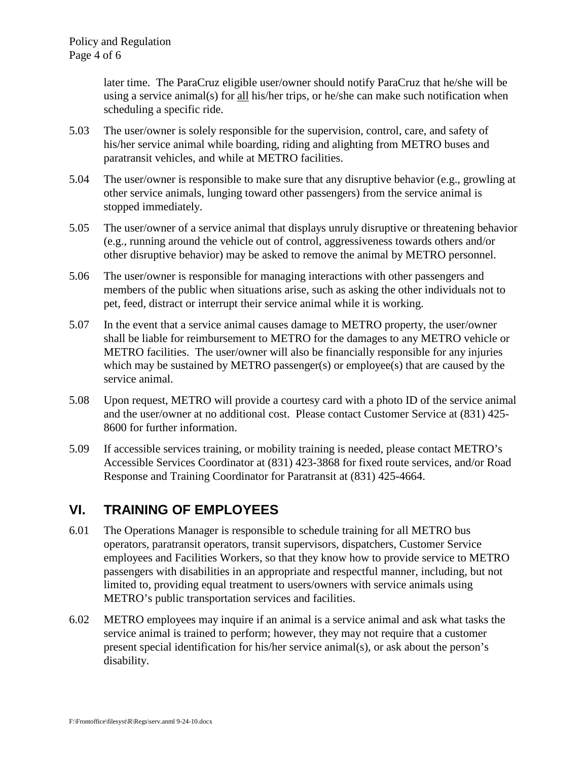later time. The ParaCruz eligible user/owner should notify ParaCruz that he/she will be using a service animal(s) for <u>all</u> his/her trips, or he/she can make such notification when scheduling a specific ride.

5.03 The user/owner is solely responsible for the supervision, control, care, and safety of his/her service animal while boarding, riding and alighting from METRO buses and paratransit vehicles, and while at METRO facilities.

5.04 The user/owner is responsible to make sure that any disruptive behavior (e.g., growling at other service animals, lunging toward other passengers) from the service animal is stopped immediately.

5.05 The user/owner of a service animal that displays unruly disruptive or threatening behavior (e.g., running around the vehicle out of control, aggressiveness towards others and/or other disruptive behavior) may be asked to remove the animal by METRO personnel.

5.06 The user/owner is responsible for managing interactions with other passengers and members of the public when situations arise, such as asking the other individuals not to pet, feed, distract or interrupt their service animal while it is working.

5.07 In the event that a service animal causes damage to METRO property, the user/owner shall be liable for reimbursement to METRO for the damages to any METRO vehicle or METRO facilities. The user/owner will also be financially responsible for any injuries which may be sustained by METRO passenger(s) or employee(s) that are caused by the service animal.

5.08 Upon request, METRO will provide a courtesy card with a photo ID of the service animal and the user/owner at no additional cost. Please contact Customer Service at (831) 425-8600 for further information.

5.09 If accessible services training, or mobility training is needed, please contact METRO's Accessible Services Coordinator at (831) 423-3868 for fixed route services, and/or Road Response and Training Coordinator for Paratransit at (831) 425-4664.

## VI. TRAINING OF EMPLOYEES

6.01 The Operations Manager is responsible to schedule training for all METRO bus operators, paratransit operators, transit supervisors, dispatchers, Customer Service employees and Facilities Workers, so that they know how to provide service to METRO passengers with disabilities in an appropriate and respectful manner, including, but not limited to, providing equal treatment to users/owners with service animals using METRO's public transportation services and facilities.

6.02 METRO employees may inquire if an animal is a service animal and ask what tasks the service animal is trained to perform; however, they may not require that a customer present special identification for his/her service animal(s), or ask about the person's disability.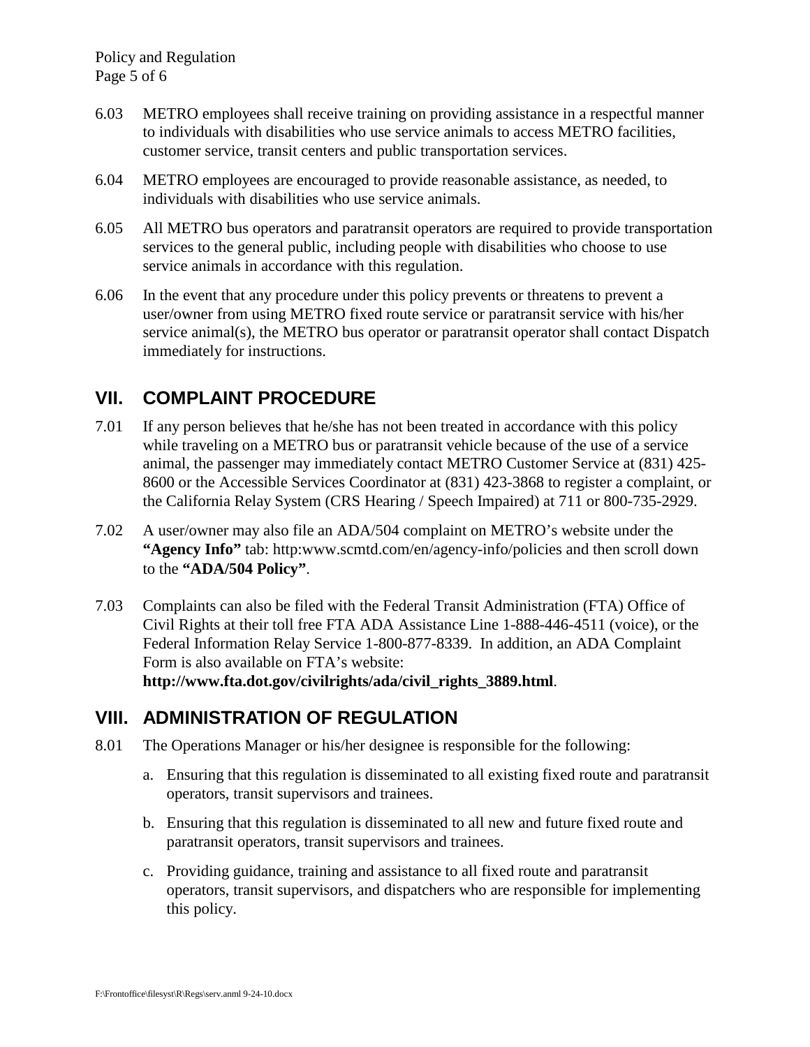6.03 METRO employees shall receive training on providing assistance in a respectful manner to individuals with disabilities who use service animals to access METRO facilities, customer service, transit centers and public transportation services.

6.04 METRO employees are encouraged to provide reasonable assistance, as needed, to individuals with disabilities who use service animals.

6.05 All METRO bus operators and paratransit operators are required to provide transportation services to the general public, including people with disabilities who choose to use service animals in accordance with this regulation.

6.06 In the event that any procedure under this policy prevents or threatens to prevent a user/owner from using METRO fixed route service or paratransit service with his/her service animal(s), the METRO bus operator or paratransit operator shall contact Dispatch immediately for instructions.

## VII. COMPLAINT PROCEDURE

7.01 If any person believes that he/she has not been treated in accordance with this policy while traveling on a METRO bus or paratransit vehicle because of the use of a service animal, the passenger may immediately contact METRO Customer Service at (831) 425-8600 or the Accessible Services Coordinator at (831) 423-3868 to register a complaint, or the California Relay System (CRS Hearing / Speech Impaired) at 711 or 800-735-2929.

7.02 A user/owner may also file an ADA/504 complaint on METRO's website under the **"Agency Info"** tab: http:www.scmtd.com/en/agency-info/policies and then scroll down to the **"ADA/504 Policy"**.

7.03 Complaints can also be filed with the Federal Transit Administration (FTA) Office of Civil Rights at their toll free FTA ADA Assistance Line 1-888-446-4511 (voice), or the Federal Information Relay Service 1-800-877-8339. In addition, an ADA Complaint Form is also available on FTA's website: **http://www.fta.dot.gov/civilrights/ada/civil_rights_3889.html**.

## VIII. ADMINISTRATION OF REGULATION

8.01 The Operations Manager or his/her designee is responsible for the following:

a. Ensuring that this regulation is disseminated to all existing fixed route and paratransit operators, transit supervisors and trainees.

b. Ensuring that this regulation is disseminated to all new and future fixed route and paratransit operators, transit supervisors and trainees.

c. Providing guidance, training and assistance to all fixed route and paratransit operators, transit supervisors, and dispatchers who are responsible for implementing this policy.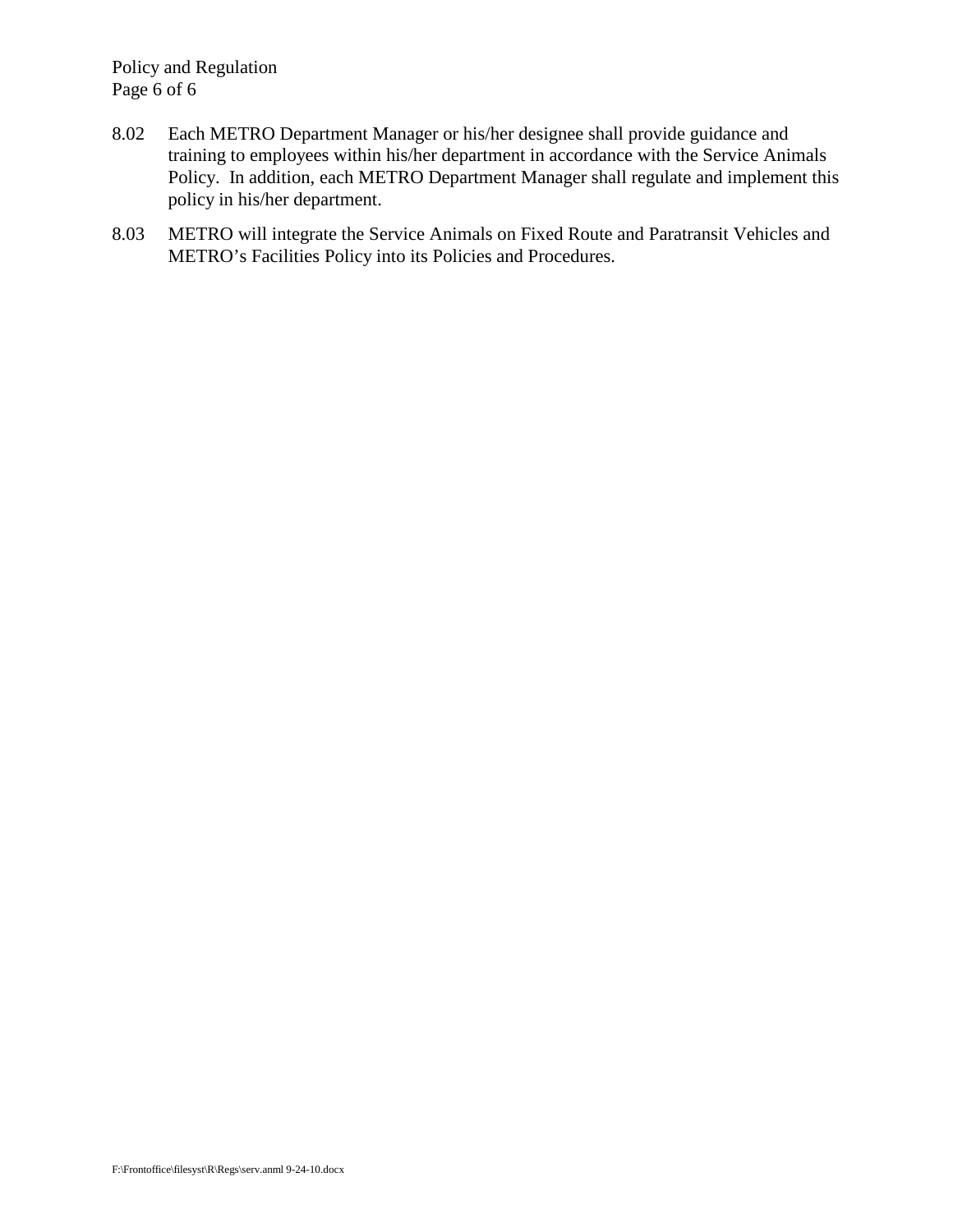8.02 Each METRO Department Manager or his/her designee shall provide guidance and training to employees within his/her department in accordance with the Service Animals Policy. In addition, each METRO Department Manager shall regulate and implement this policy in his/her department.

8.03 METRO will integrate the Service Animals on Fixed Route and Paratransit Vehicles and METRO's Facilities Policy into its Policies and Procedures.